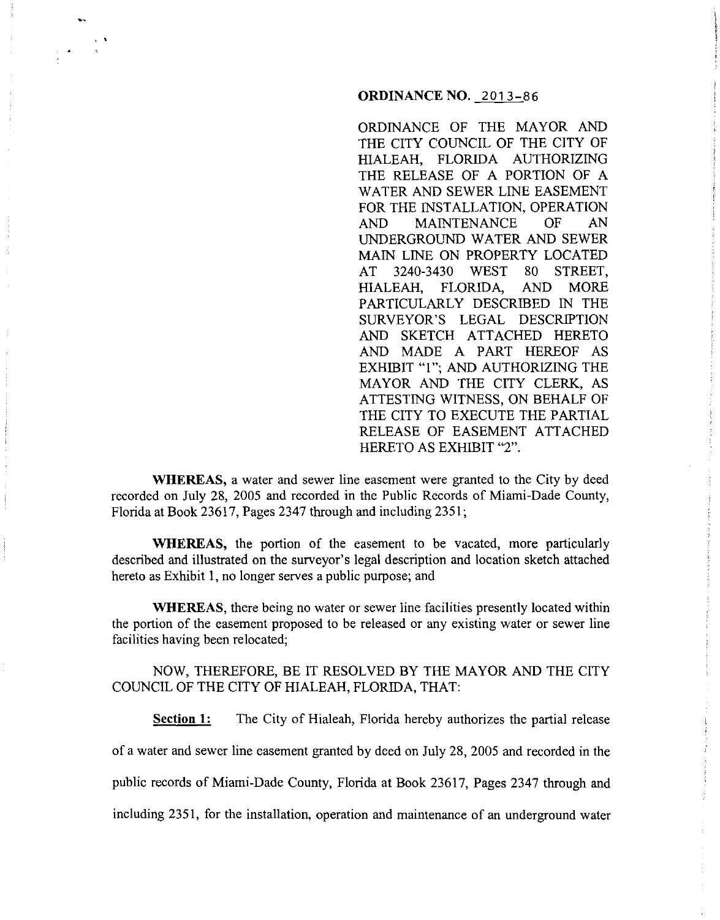**ORDINANCE NO. 2013-86**

ORDINANCE OF THE MAYOR AND THE CITY COUNCIL OF THE CITY OF HIALEAH, FLORIDA AUTHORIZING THE RELEASE OF A PORTION OF A WATER AND SEWER LINE EASEMENT FOR THE INSTALLATION, OPERATION AND MAINTENANCE OF AN UNDERGROUND WATER AND SEWER MAIN LINE ON PROPERTY LOCATED AT 3240-3430 WEST 80 STREET, HIALEAH, FLORIDA, AND MORE PARTICULARLY DESCRIBED IN THE SURVEYOR'S LEGAL DESCRIPTION AND SKETCH ATTACHED HERETO AND MADE A PART HEREOF AS EXHIBIT "1"; AND AUTHORIZING THE MAYOR AND THE CITY CLERK, AS ATTESTING WITNESS, ON BEHALF OF THE CITY TO EXECUTE THE PARTIAL RELEASE OF EASEMENT ATTACHED HERETO AS EXHIBIT "2".

**WHEREAS,** a water and sewer line easement were granted to the City by deed recorded on July 28, 2005 and recorded in the Public Records of Miami-Dade County, Florida at Book 23617, Pages 2347 through and including 2351;

**WHEREAS,** the portion of the easement to be vacated, more particularly described and illustrated on the surveyor's legal description and location sketch attached hereto as Exhibit 1, no longer serves a public purpose; and

**WHEREAS**, there being no water or sewer line facilities presently located within the portion of the easement proposed to be released or any existing water or sewer line facilities having been relocated;

NOW, THEREFORE, BE IT RESOLVED BY THE MAYOR AND THE CITY COUNCIL OF THE CITY OF HIALEAH, FLORIDA, THAT:

**Section 1:** The City of Hialeah, Florida hereby authorizes the partial release of a water and sewer line easement granted by deed on July 28, 2005 and recorded in the public records of Miami-Dade County, Florida at Book 23617, Pages 2347 through and including 2351, for the installation, operation and maintenance of an underground water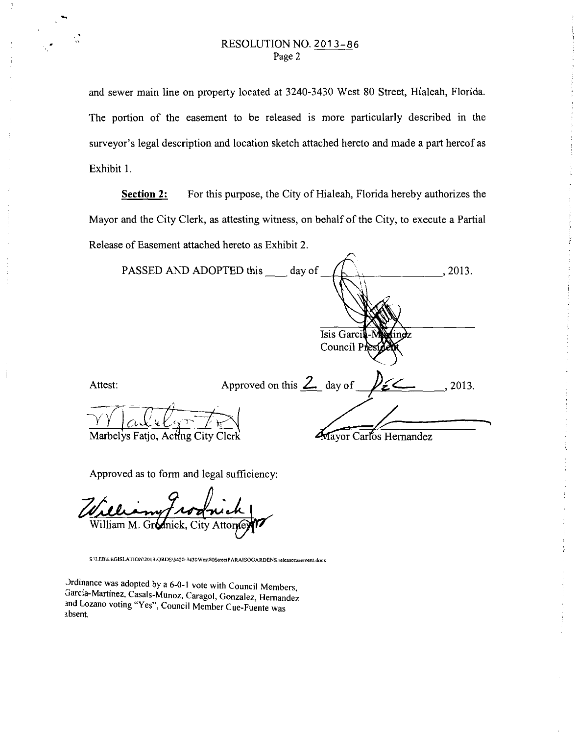and sewer main line on property located at 3240-3430 West 80 Street, Hialeah, Florida. The portion of the easement to be released is more particularly described in the surveyor's legal description and location sketch attached hereto and made a part hereof as Exhibit 1.

**Section 2:** For this purpose, the City of Hialeah, Florida hereby authorizes the Mayor and the City Clerk, as attesting witness, on behalf of the City, to execute a Partial Release of Easement attached hereto as Exhibit 2.

PASSED AND ADOPTED this \_\_\_\_ day of \_\_\_\_\_\_\_\_\_\_\_\_\_\_\_\_, 2013.

Isis Garcia-Martinez
Council President

Attest:

Approved on this 2 day of Dec, 2013.

Marbelys Fatjo, Acting City Clerk

Mayor Carlos Hernandez

Approved as to form and legal sufficiency:

William M. Grodnick, City Attorney

S:\LEB\LEGISLATION\2013-ORDS\3420-3430West80StreetPARAISOGARDENS releaseeasement.docx

Ordinance was adopted by a 6-0-1 vote with Council Members, Garcia-Martinez, Casals-Munoz, Caragol, Gonzalez, Hernandez and Lozano voting "Yes", Council Member Cue-Fuente was absent.